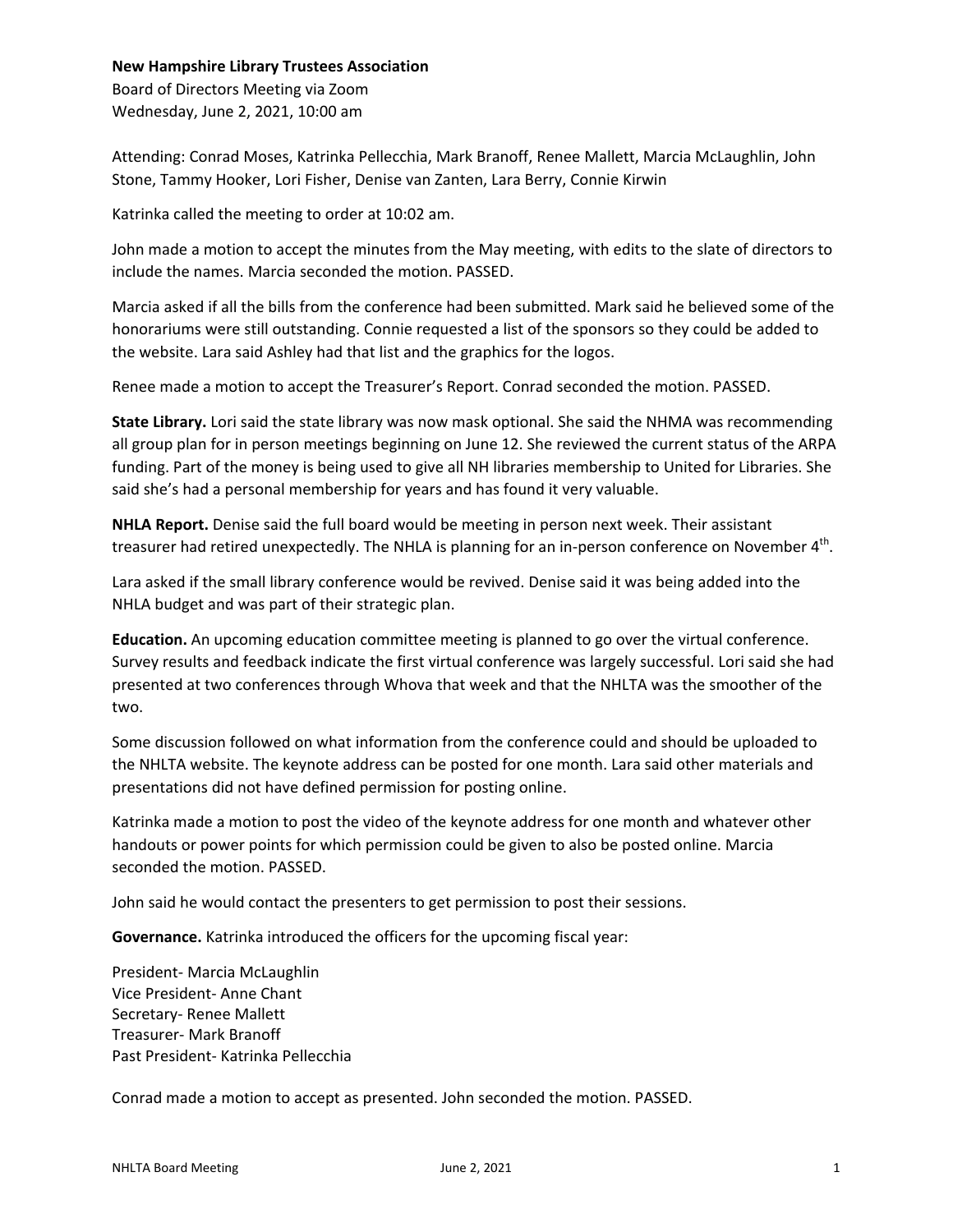**New Hampshire Library Trustees Association**
Board of Directors Meeting via Zoom
Wednesday, June 2, 2021, 10:00 am

Attending: Conrad Moses, Katrinka Pellecchia, Mark Branoff, Renee Mallett, Marcia McLaughlin, John Stone, Tammy Hooker, Lori Fisher, Denise van Zanten, Lara Berry, Connie Kirwin

Katrinka called the meeting to order at 10:02 am.

John made a motion to accept the minutes from the May meeting, with edits to the slate of directors to include the names. Marcia seconded the motion. PASSED.

Marcia asked if all the bills from the conference had been submitted. Mark said he believed some of the honorariums were still outstanding. Connie requested a list of the sponsors so they could be added to the website. Lara said Ashley had that list and the graphics for the logos.

Renee made a motion to accept the Treasurer's Report. Conrad seconded the motion. PASSED.

**State Library.** Lori said the state library was now mask optional. She said the NHMA was recommending all group plan for in person meetings beginning on June 12. She reviewed the current status of the ARPA funding. Part of the money is being used to give all NH libraries membership to United for Libraries. She said she's had a personal membership for years and has found it very valuable.

**NHLA Report.** Denise said the full board would be meeting in person next week. Their assistant treasurer had retired unexpectedly. The NHLA is planning for an in-person conference on November 4th.

Lara asked if the small library conference would be revived. Denise said it was being added into the NHLA budget and was part of their strategic plan.

**Education.** An upcoming education committee meeting is planned to go over the virtual conference. Survey results and feedback indicate the first virtual conference was largely successful. Lori said she had presented at two conferences through Whova that week and that the NHLTA was the smoother of the two.

Some discussion followed on what information from the conference could and should be uploaded to the NHLTA website. The keynote address can be posted for one month. Lara said other materials and presentations did not have defined permission for posting online.

Katrinka made a motion to post the video of the keynote address for one month and whatever other handouts or power points for which permission could be given to also be posted online. Marcia seconded the motion. PASSED.

John said he would contact the presenters to get permission to post their sessions.

**Governance.** Katrinka introduced the officers for the upcoming fiscal year:

President- Marcia McLaughlin
Vice President- Anne Chant
Secretary- Renee Mallett
Treasurer- Mark Branoff
Past President- Katrinka Pellecchia

Conrad made a motion to accept as presented. John seconded the motion. PASSED.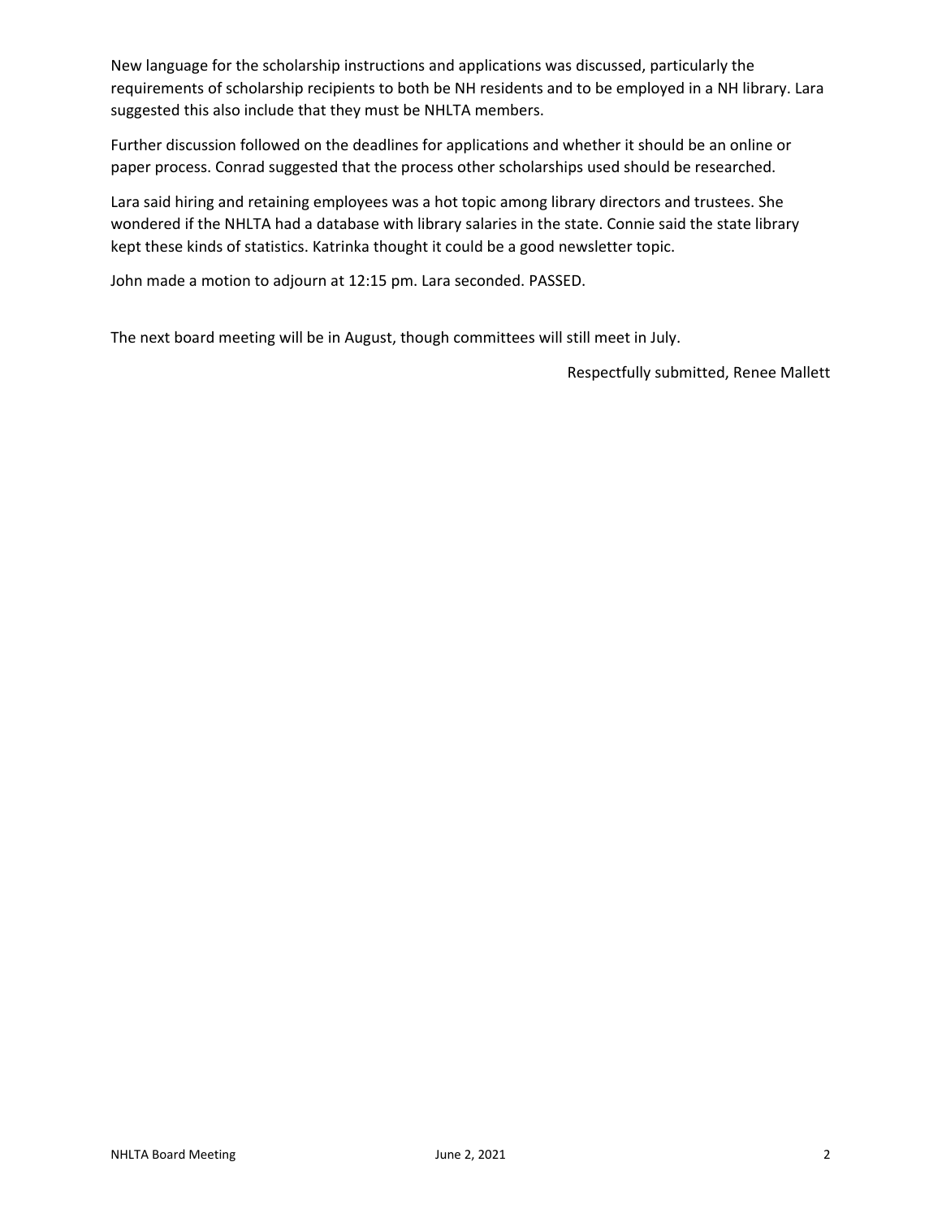New language for the scholarship instructions and applications was discussed, particularly the requirements of scholarship recipients to both be NH residents and to be employed in a NH library. Lara suggested this also include that they must be NHLTA members.

Further discussion followed on the deadlines for applications and whether it should be an online or paper process. Conrad suggested that the process other scholarships used should be researched.

Lara said hiring and retaining employees was a hot topic among library directors and trustees. She wondered if the NHLTA had a database with library salaries in the state. Connie said the state library kept these kinds of statistics. Katrinka thought it could be a good newsletter topic.

John made a motion to adjourn at 12:15 pm. Lara seconded. PASSED.

The next board meeting will be in August, though committees will still meet in July.

Respectfully submitted, Renee Mallett